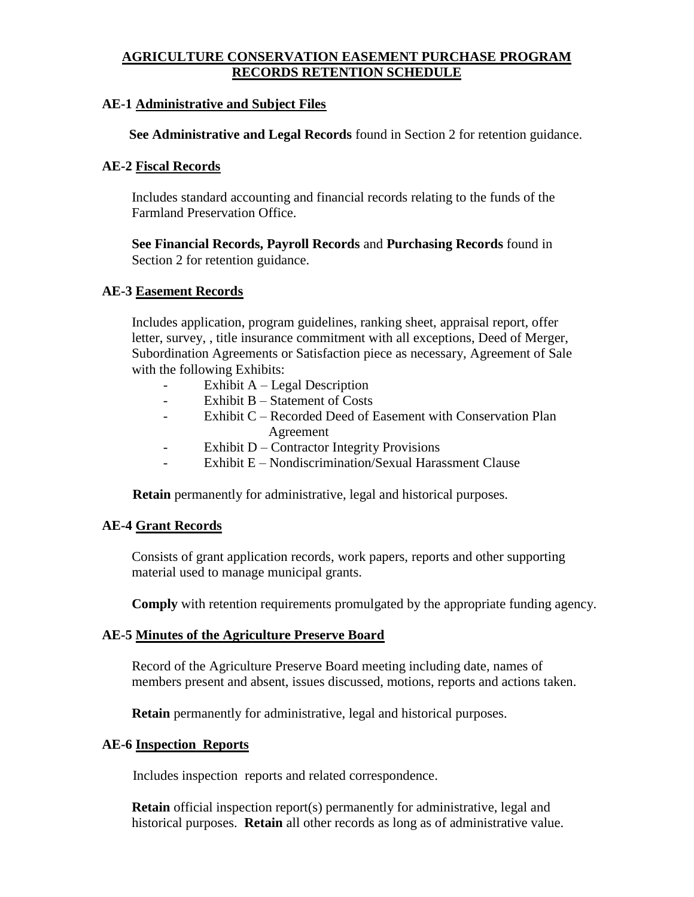# AGRICULTURE CONSERVATION EASEMENT PURCHASE PROGRAM RECORDS RETENTION SCHEDULE

## AE-1 Administrative and Subject Files

**See Administrative and Legal Records** found in Section 2 for retention guidance.

## AE-2 Fiscal Records

Includes standard accounting and financial records relating to the funds of the Farmland Preservation Office.

**See Financial Records, Payroll Records** and **Purchasing Records** found in Section 2 for retention guidance.

## AE-3 Easement Records

Includes application, program guidelines, ranking sheet, appraisal report, offer letter, survey, , title insurance commitment with all exceptions, Deed of Merger, Subordination Agreements or Satisfaction piece as necessary, Agreement of Sale with the following Exhibits:

- Exhibit A – Legal Description
- Exhibit B – Statement of Costs
- Exhibit C – Recorded Deed of Easement with Conservation Plan Agreement
- Exhibit D – Contractor Integrity Provisions
- Exhibit E – Nondiscrimination/Sexual Harassment Clause

**Retain** permanently for administrative, legal and historical purposes.

## AE-4 Grant Records

Consists of grant application records, work papers, reports and other supporting material used to manage municipal grants.

**Comply** with retention requirements promulgated by the appropriate funding agency.

## AE-5 Minutes of the Agriculture Preserve Board

Record of the Agriculture Preserve Board meeting including date, names of members present and absent, issues discussed, motions, reports and actions taken.

**Retain** permanently for administrative, legal and historical purposes.

## AE-6 Inspection Reports

Includes inspection reports and related correspondence.

**Retain** official inspection report(s) permanently for administrative, legal and historical purposes. **Retain** all other records as long as of administrative value.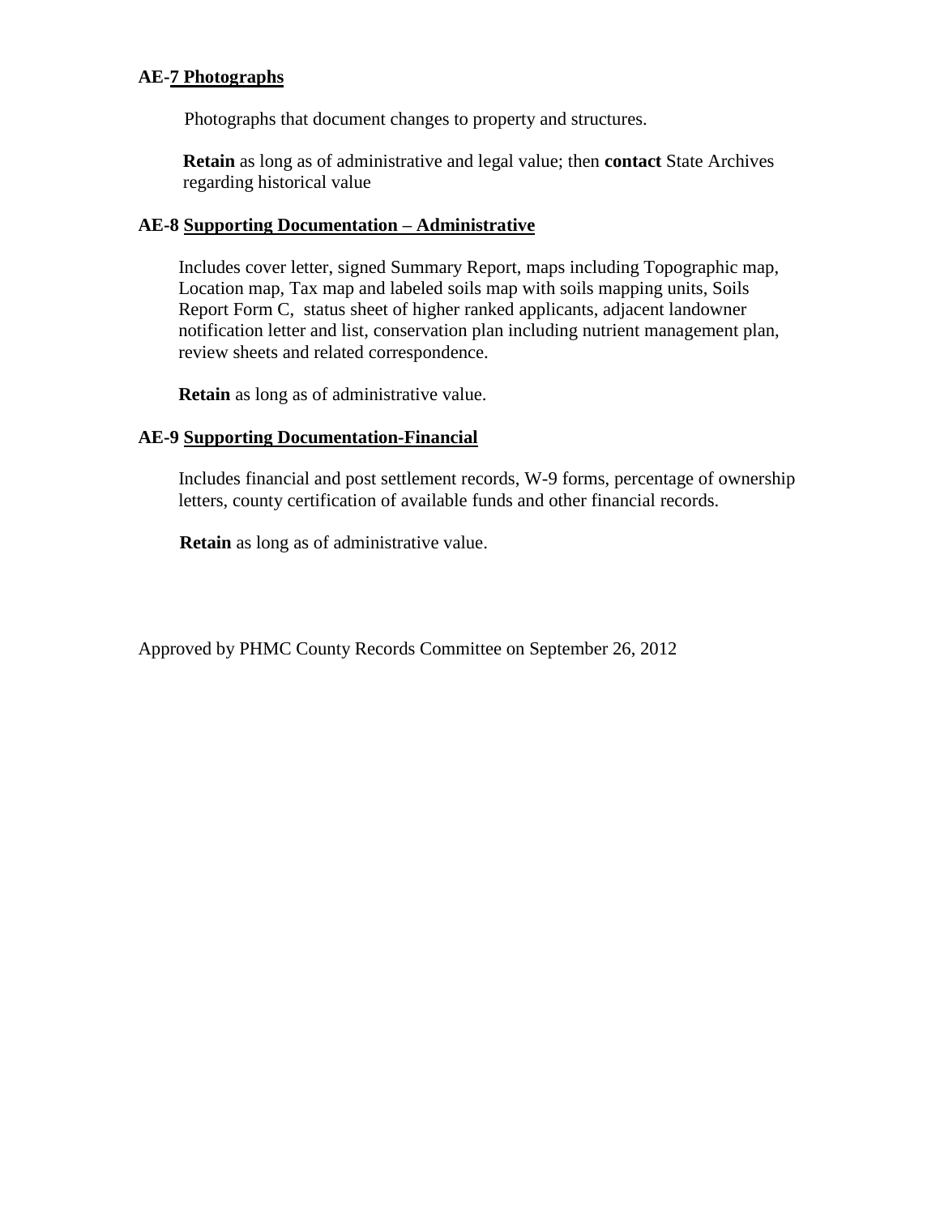**AE-7 Photographs**

Photographs that document changes to property and structures.

**Retain** as long as of administrative and legal value; then **contact** State Archives regarding historical value

**AE-8 Supporting Documentation – Administrative**

Includes cover letter, signed Summary Report, maps including Topographic map, Location map, Tax map and labeled soils map with soils mapping units, Soils Report Form C, status sheet of higher ranked applicants, adjacent landowner notification letter and list, conservation plan including nutrient management plan, review sheets and related correspondence.

**Retain** as long as of administrative value.

**AE-9 Supporting Documentation-Financial**

Includes financial and post settlement records, W-9 forms, percentage of ownership letters, county certification of available funds and other financial records.

**Retain** as long as of administrative value.

Approved by PHMC County Records Committee on September 26, 2012